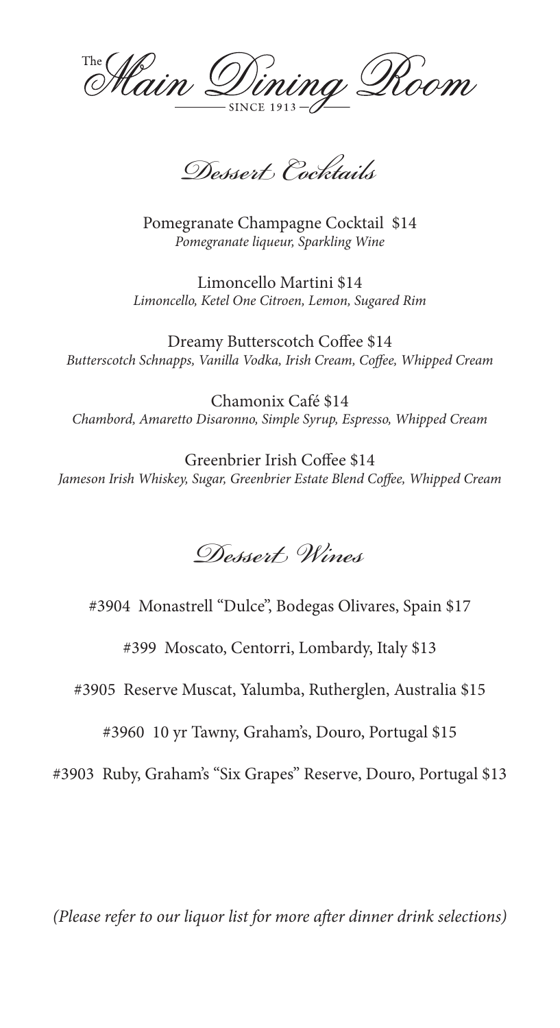# The Main Dining Room

SINCE 1913

## Dessert Cocktails

Pomegranate Champagne Cocktail $14
*Pomegranate liqueur, Sparkling Wine*

Limoncello Martini $14
*Limoncello, Ketel One Citroen, Lemon, Sugared Rim*

Dreamy Butterscotch Coffee $14
*Butterscotch Schnapps, Vanilla Vodka, Irish Cream, Coffee, Whipped Cream*

Chamonix Café $14
*Chambord, Amaretto Disaronno, Simple Syrup, Espresso, Whipped Cream*

Greenbrier Irish Coffee $14
*Jameson Irish Whiskey, Sugar, Greenbrier Estate Blend Coffee, Whipped Cream*

## Dessert Wines

#3904 Monastrell "Dulce", Bodegas Olivares, Spain $17

#399 Moscato, Centorri, Lombardy, Italy $13

#3905 Reserve Muscat, Yalumba, Rutherglen, Australia $15

#3960 10 yr Tawny, Graham's, Douro, Portugal $15

#3903 Ruby, Graham's "Six Grapes" Reserve, Douro, Portugal $13

*(Please refer to our liquor list for more after dinner drink selections)*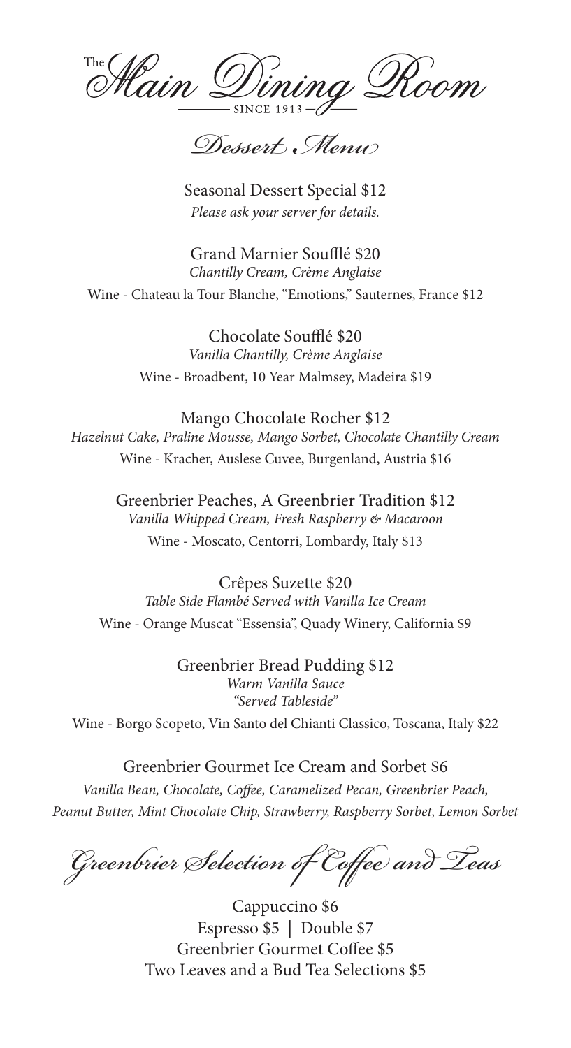# The Main Dining Room

SINCE 1913

## Dessert Menu

Seasonal Dessert Special $12
*Please ask your server for details.*

Grand Marnier Soufflé $20
*Chantilly Cream, Crème Anglaise*
Wine - Chateau la Tour Blanche, "Emotions," Sauternes, France $12

Chocolate Soufflé $20
*Vanilla Chantilly, Crème Anglaise*
Wine - Broadbent, 10 Year Malmsey, Madeira $19

Mango Chocolate Rocher $12
*Hazelnut Cake, Praline Mousse, Mango Sorbet, Chocolate Chantilly Cream*
Wine - Kracher, Auslese Cuvee, Burgenland, Austria $16

Greenbrier Peaches, A Greenbrier Tradition $12
*Vanilla Whipped Cream, Fresh Raspberry & Macaroon*
Wine - Moscato, Centorri, Lombardy, Italy $13

Crêpes Suzette $20
*Table Side Flambé Served with Vanilla Ice Cream*
Wine - Orange Muscat "Essensia", Quady Winery, California $9

Greenbrier Bread Pudding $12
*Warm Vanilla Sauce*
*"Served Tableside"*
Wine - Borgo Scopeto, Vin Santo del Chianti Classico, Toscana, Italy $22

Greenbrier Gourmet Ice Cream and Sorbet $6
*Vanilla Bean, Chocolate, Coffee, Caramelized Pecan, Greenbrier Peach, Peanut Butter, Mint Chocolate Chip, Strawberry, Raspberry Sorbet, Lemon Sorbet*

## Greenbrier Selection of Coffee and Teas

Cappuccino $6
Espresso $5 | Double $7
Greenbrier Gourmet Coffee $5
Two Leaves and a Bud Tea Selections $5